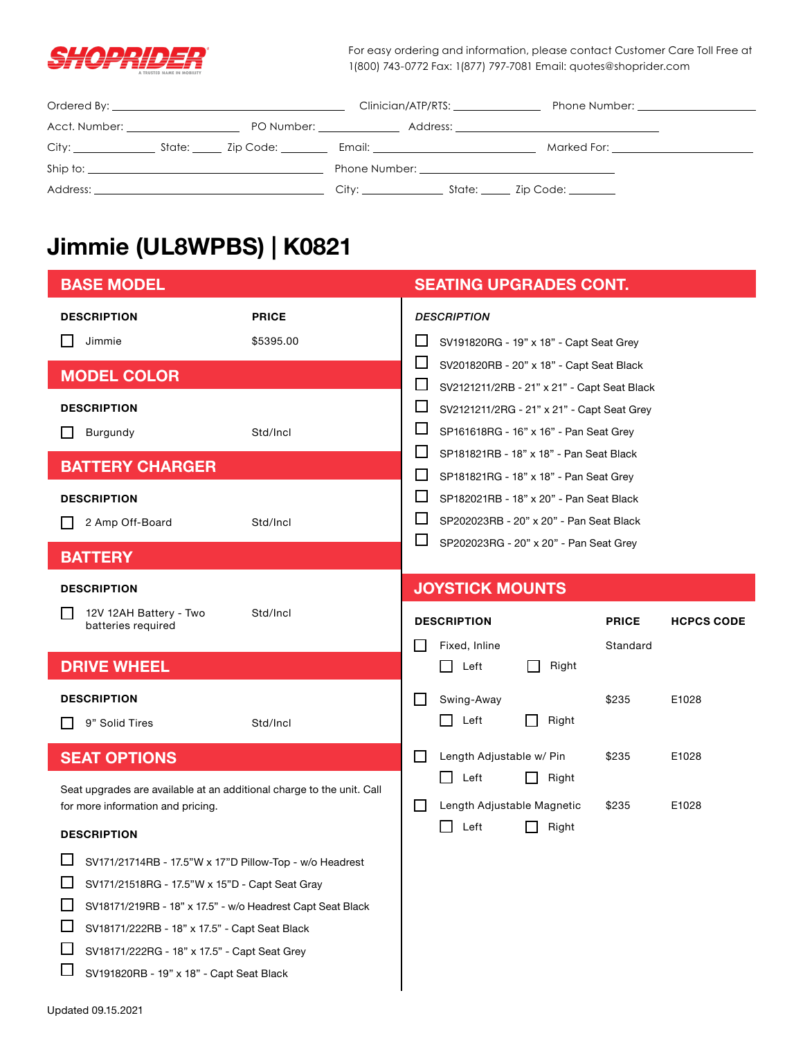SHOPRIDER

For easy ordering and information, please contact Customer Care Toll Free at 1(800) 743-0772 Fax: 1(877) 797-7081 Email: quotes@shoprider.com

Ordered By: ______________________ Clinician/ATP/RTS: ____________ Phone Number: ______________

Acct. Number: ______________ PO Number: ____________ Address: ______________________

City: ____________ State: _____ Zip Code: _______ Email: ______________________ Marked For: ______________

Ship to: ______________________ Phone Number: ______________________

Address: ______________________ City: ____________ State: _____ Zip Code: _______

# Jimmie (UL8WPBS) | K0821

## BASE MODEL

| DESCRIPTION | PRICE |
|---|---|
| ☐ Jimmie | $5395.00 |

## MODEL COLOR

| DESCRIPTION | |
|---|---|
| ☐ Burgundy | Std/Incl |

## BATTERY CHARGER

| DESCRIPTION | |
|---|---|
| ☐ 2 Amp Off-Board | Std/Incl |

## BATTERY

| DESCRIPTION | |
|---|---|
| ☐ 12V 12AH Battery - Two batteries required | Std/Incl |

## DRIVE WHEEL

| DESCRIPTION | |
|---|---|
| ☐ 9" Solid Tires | Std/Incl |

## SEAT OPTIONS

Seat upgrades are available at an additional charge to the unit. Call for more information and pricing.

**DESCRIPTION**

- ☐ SV171/21714RB - 17.5"W x 17"D Pillow-Top - w/o Headrest
- ☐ SV171/21518RG - 17.5"W x 15"D - Capt Seat Gray
- ☐ SV18171/219RB - 18" x 17.5" - w/o Headrest Capt Seat Black
- ☐ SV18171/222RB - 18" x 17.5" - Capt Seat Black
- ☐ SV18171/222RG - 18" x 17.5" - Capt Seat Grey
- ☐ SV191820RB - 19" x 18" - Capt Seat Black

## SEATING UPGRADES CONT.

***DESCRIPTION***

- ☐ SV191820RG - 19" x 18" - Capt Seat Grey
- ☐ SV201820RB - 20" x 18" - Capt Seat Black
- ☐ SV2121211/2RB - 21" x 21" - Capt Seat Black
- ☐ SV2121211/2RG - 21" x 21" - Capt Seat Grey
- ☐ SP161618RG - 16" x 16" - Pan Seat Grey
- ☐ SP181821RB - 18" x 18" - Pan Seat Black
- ☐ SP181821RG - 18" x 18" - Pan Seat Grey
- ☐ SP182021RB - 18" x 20" - Pan Seat Black
- ☐ SP202023RB - 20" x 20" - Pan Seat Black
- ☐ SP202023RG - 20" x 20" - Pan Seat Grey

## JOYSTICK MOUNTS

| DESCRIPTION | PRICE | HCPCS CODE |
|---|---|---|
| ☐ Fixed, Inline (☐ Left ☐ Right) | Standard | |
| ☐ Swing-Away (☐ Left ☐ Right) | $235 | E1028 |
| ☐ Length Adjustable w/ Pin (☐ Left ☐ Right) | $235 | E1028 |
| ☐ Length Adjustable Magnetic (☐ Left ☐ Right) | $235 | E1028 |

Updated 09.15.2021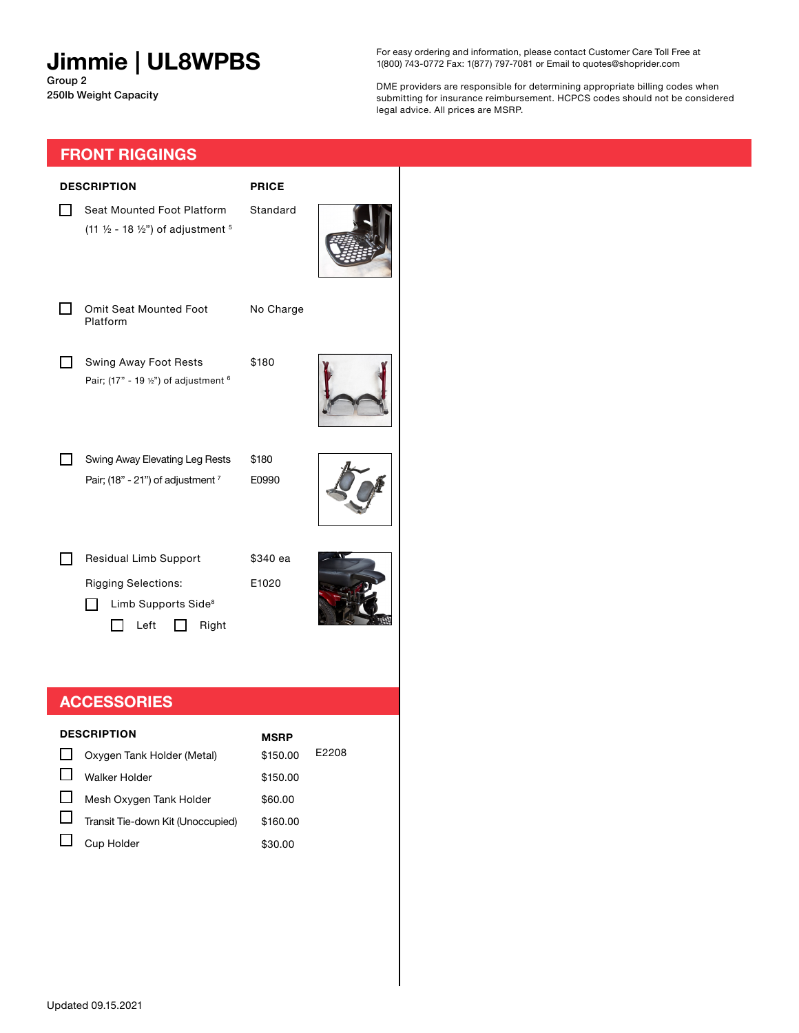// Jimmie | UL8WPBS

Group 2

250lb Weight Capacity

For easy ordering and information, please contact Customer Care Toll Free at 1(800) 743-0772 Fax: 1(877) 797-7081 or Email to quotes@shoprider.com

DME providers are responsible for determining appropriate billing codes when submitting for insurance reimbursement. HCPCS codes should not be considered legal advice. All prices are MSRP.

## FRONT RIGGINGS

| DESCRIPTION | PRICE |
|---|---|
| ☐ Seat Mounted Foot Platform (11 ½ - 18 ½") of adjustment [5] | Standard |
| ☐ Omit Seat Mounted Foot Platform | No Charge |
| ☐ Swing Away Foot Rests Pair; (17" - 19 ½") of adjustment [6] | $180 |
| ☐ Swing Away Elevating Leg Rests Pair; (18" - 21") of adjustment [7] | $180 E0990 |
| ☐ Residual Limb Support Rigging Selections: ☐ Limb Supports Side[8] ☐ Left ☐ Right | $340 ea E1020 |

## ACCESSORIES

| DESCRIPTION | MSRP | |
|---|---|---|
| ☐ Oxygen Tank Holder (Metal) | $150.00 | E2208 |
| ☐ Walker Holder | $150.00 | |
| ☐ Mesh Oxygen Tank Holder | $60.00 | |
| ☐ Transit Tie-down Kit (Unoccupied) | $160.00 | |
| ☐ Cup Holder | $30.00 | |

Updated 09.15.2021